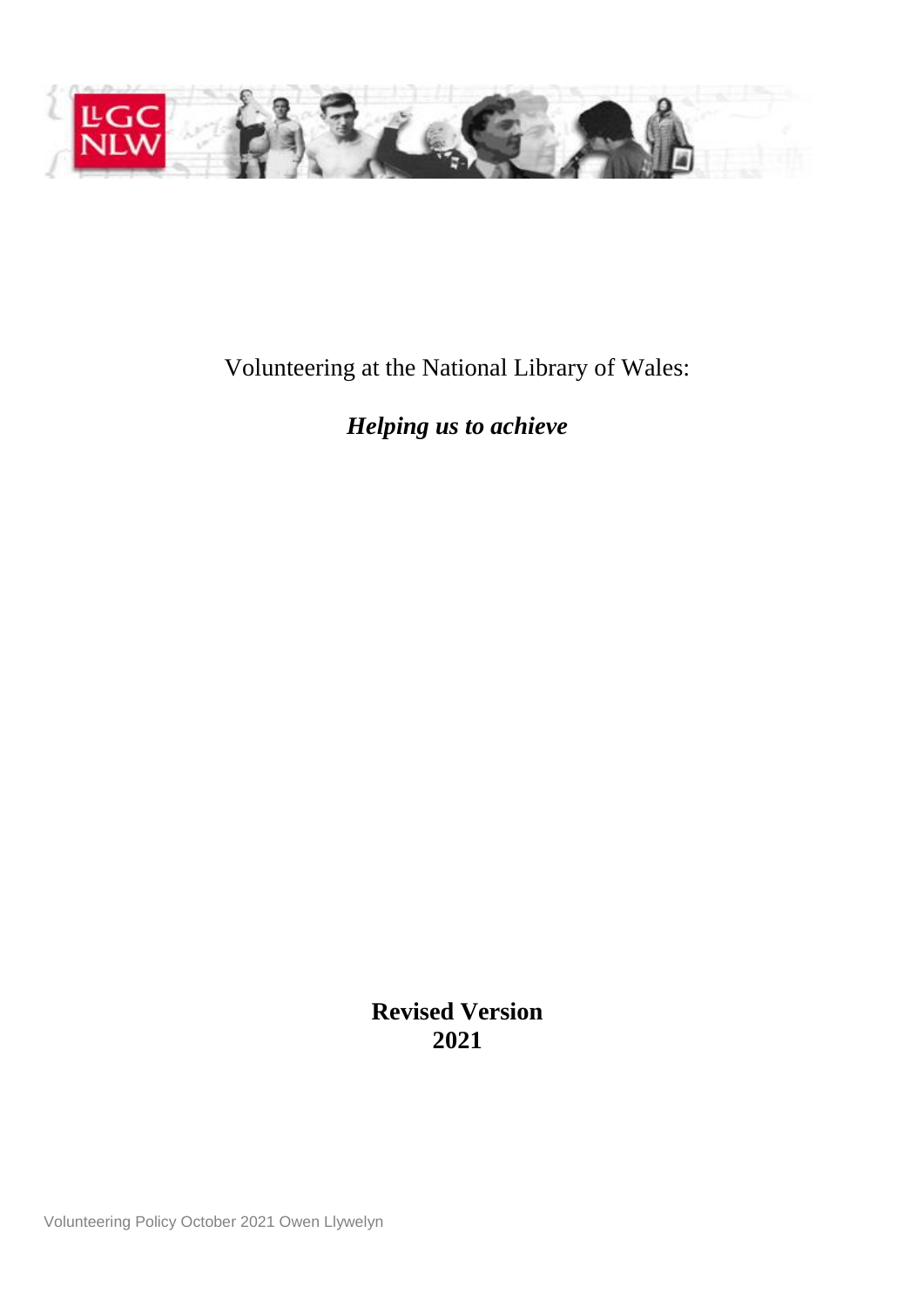Volunteering at the National Library of Wales:

***Helping us to achieve***

**Revised Version**
**2021**

Volunteering Policy October 2021 Owen Llywelyn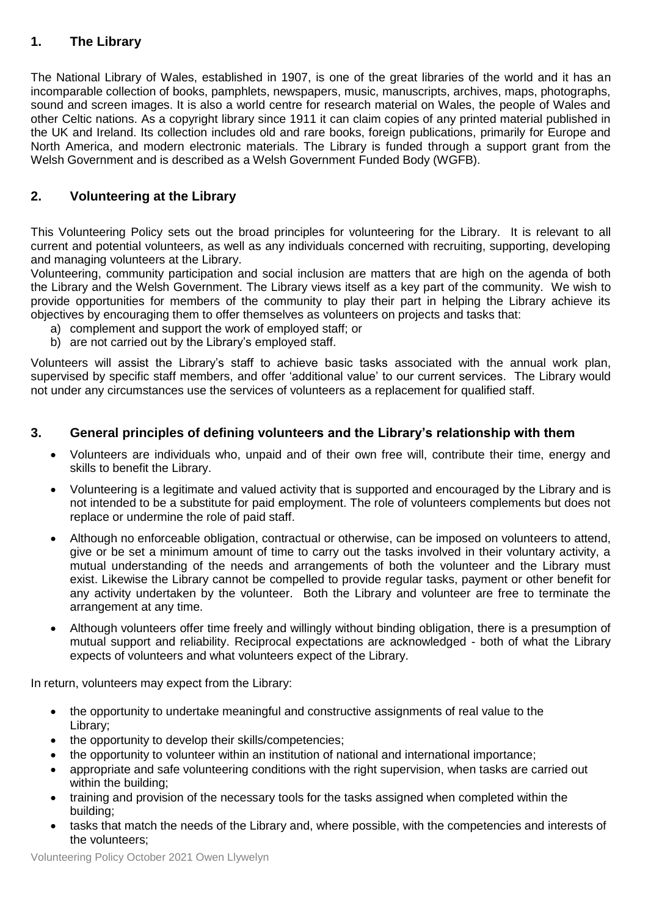## 1. The Library

The National Library of Wales, established in 1907, is one of the great libraries of the world and it has an incomparable collection of books, pamphlets, newspapers, music, manuscripts, archives, maps, photographs, sound and screen images. It is also a world centre for research material on Wales, the people of Wales and other Celtic nations. As a copyright library since 1911 it can claim copies of any printed material published in the UK and Ireland. Its collection includes old and rare books, foreign publications, primarily for Europe and North America, and modern electronic materials. The Library is funded through a support grant from the Welsh Government and is described as a Welsh Government Funded Body (WGFB).

## 2. Volunteering at the Library

This Volunteering Policy sets out the broad principles for volunteering for the Library. It is relevant to all current and potential volunteers, as well as any individuals concerned with recruiting, supporting, developing and managing volunteers at the Library.

Volunteering, community participation and social inclusion are matters that are high on the agenda of both the Library and the Welsh Government. The Library views itself as a key part of the community. We wish to provide opportunities for members of the community to play their part in helping the Library achieve its objectives by encouraging them to offer themselves as volunteers on projects and tasks that:

a) complement and support the work of employed staff; or
b) are not carried out by the Library's employed staff.

Volunteers will assist the Library's staff to achieve basic tasks associated with the annual work plan, supervised by specific staff members, and offer 'additional value' to our current services. The Library would not under any circumstances use the services of volunteers as a replacement for qualified staff.

## 3. General principles of defining volunteers and the Library's relationship with them

- Volunteers are individuals who, unpaid and of their own free will, contribute their time, energy and skills to benefit the Library.
- Volunteering is a legitimate and valued activity that is supported and encouraged by the Library and is not intended to be a substitute for paid employment. The role of volunteers complements but does not replace or undermine the role of paid staff.
- Although no enforceable obligation, contractual or otherwise, can be imposed on volunteers to attend, give or be set a minimum amount of time to carry out the tasks involved in their voluntary activity, a mutual understanding of the needs and arrangements of both the volunteer and the Library must exist. Likewise the Library cannot be compelled to provide regular tasks, payment or other benefit for any activity undertaken by the volunteer. Both the Library and volunteer are free to terminate the arrangement at any time.
- Although volunteers offer time freely and willingly without binding obligation, there is a presumption of mutual support and reliability. Reciprocal expectations are acknowledged - both of what the Library expects of volunteers and what volunteers expect of the Library.

In return, volunteers may expect from the Library:

- the opportunity to undertake meaningful and constructive assignments of real value to the Library;
- the opportunity to develop their skills/competencies;
- the opportunity to volunteer within an institution of national and international importance;
- appropriate and safe volunteering conditions with the right supervision, when tasks are carried out within the building;
- training and provision of the necessary tools for the tasks assigned when completed within the building;
- tasks that match the needs of the Library and, where possible, with the competencies and interests of the volunteers;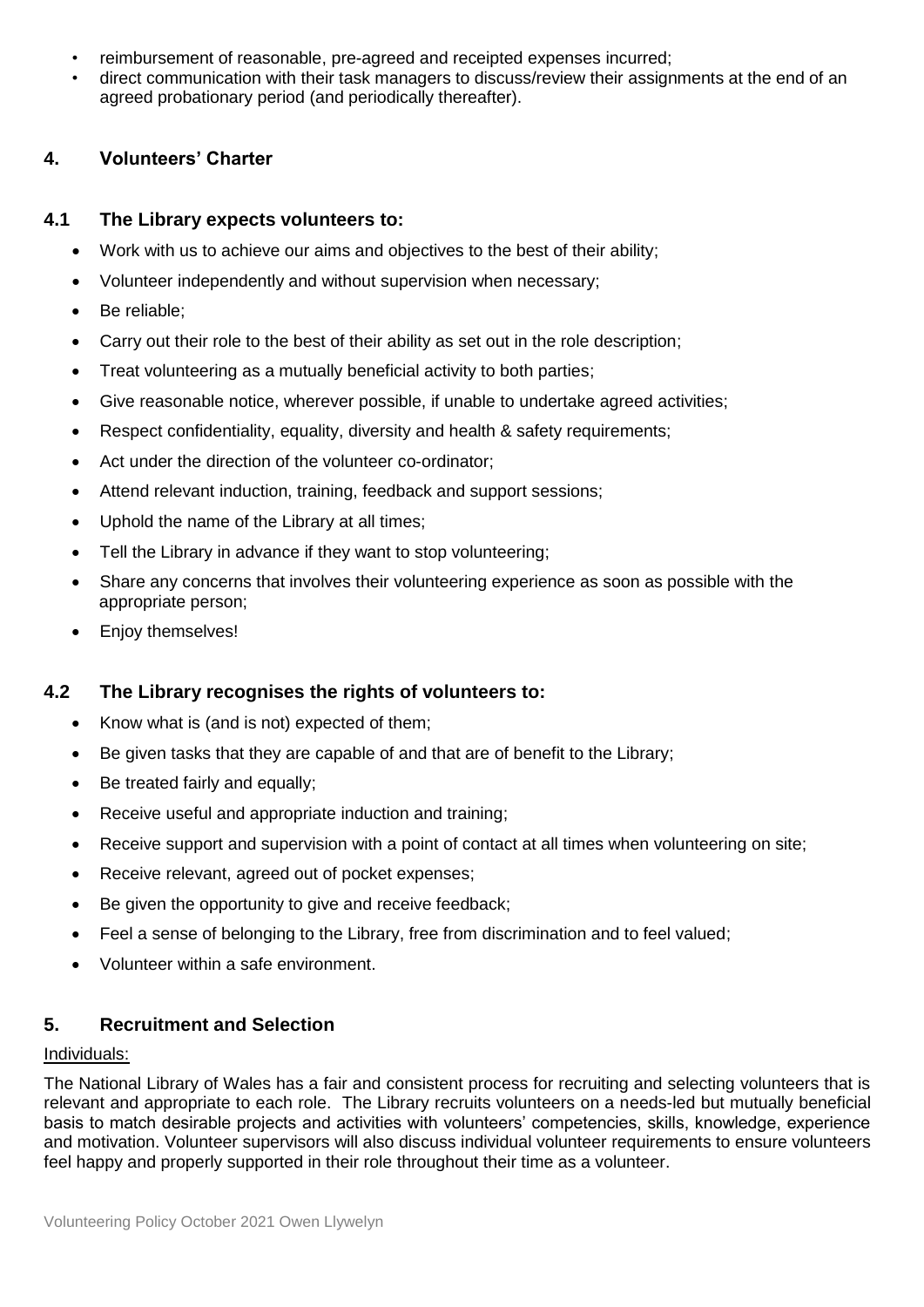- reimbursement of reasonable, pre-agreed and receipted expenses incurred;
- direct communication with their task managers to discuss/review their assignments at the end of an agreed probationary period (and periodically thereafter).

## 4. Volunteers' Charter

### 4.1 The Library expects volunteers to:

- Work with us to achieve our aims and objectives to the best of their ability;
- Volunteer independently and without supervision when necessary;
- Be reliable;
- Carry out their role to the best of their ability as set out in the role description;
- Treat volunteering as a mutually beneficial activity to both parties;
- Give reasonable notice, wherever possible, if unable to undertake agreed activities;
- Respect confidentiality, equality, diversity and health & safety requirements;
- Act under the direction of the volunteer co-ordinator;
- Attend relevant induction, training, feedback and support sessions;
- Uphold the name of the Library at all times;
- Tell the Library in advance if they want to stop volunteering;
- Share any concerns that involves their volunteering experience as soon as possible with the appropriate person;
- Enjoy themselves!

### 4.2 The Library recognises the rights of volunteers to:

- Know what is (and is not) expected of them;
- Be given tasks that they are capable of and that are of benefit to the Library;
- Be treated fairly and equally;
- Receive useful and appropriate induction and training;
- Receive support and supervision with a point of contact at all times when volunteering on site;
- Receive relevant, agreed out of pocket expenses;
- Be given the opportunity to give and receive feedback;
- Feel a sense of belonging to the Library, free from discrimination and to feel valued;
- Volunteer within a safe environment.

## 5. Recruitment and Selection

Individuals:

The National Library of Wales has a fair and consistent process for recruiting and selecting volunteers that is relevant and appropriate to each role. The Library recruits volunteers on a needs-led but mutually beneficial basis to match desirable projects and activities with volunteers' competencies, skills, knowledge, experience and motivation. Volunteer supervisors will also discuss individual volunteer requirements to ensure volunteers feel happy and properly supported in their role throughout their time as a volunteer.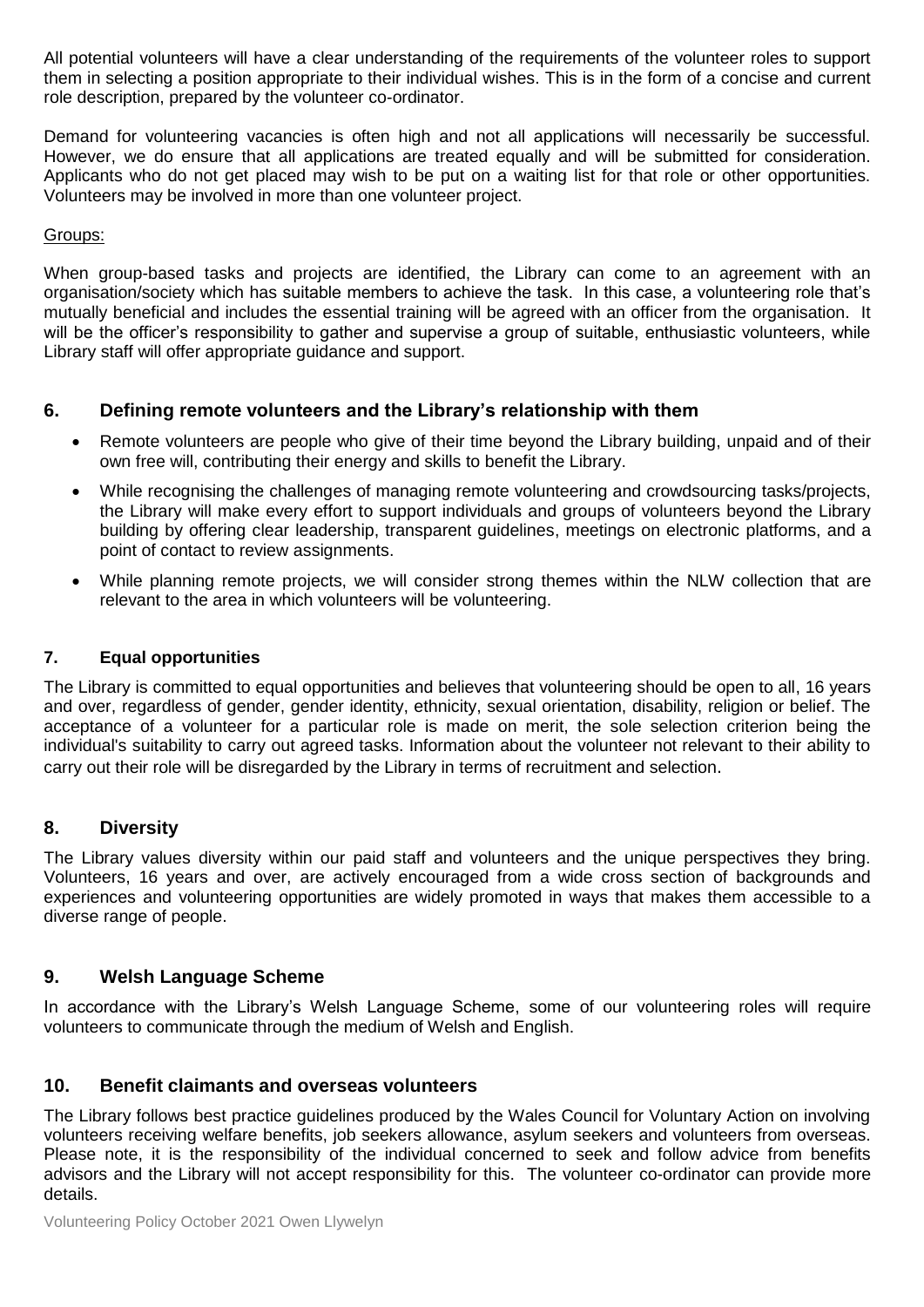All potential volunteers will have a clear understanding of the requirements of the volunteer roles to support them in selecting a position appropriate to their individual wishes. This is in the form of a concise and current role description, prepared by the volunteer co-ordinator.

Demand for volunteering vacancies is often high and not all applications will necessarily be successful. However, we do ensure that all applications are treated equally and will be submitted for consideration. Applicants who do not get placed may wish to be put on a waiting list for that role or other opportunities. Volunteers may be involved in more than one volunteer project.

Groups:

When group-based tasks and projects are identified, the Library can come to an agreement with an organisation/society which has suitable members to achieve the task. In this case, a volunteering role that's mutually beneficial and includes the essential training will be agreed with an officer from the organisation. It will be the officer's responsibility to gather and supervise a group of suitable, enthusiastic volunteers, while Library staff will offer appropriate guidance and support.

## 6. Defining remote volunteers and the Library's relationship with them

- Remote volunteers are people who give of their time beyond the Library building, unpaid and of their own free will, contributing their energy and skills to benefit the Library.
- While recognising the challenges of managing remote volunteering and crowdsourcing tasks/projects, the Library will make every effort to support individuals and groups of volunteers beyond the Library building by offering clear leadership, transparent guidelines, meetings on electronic platforms, and a point of contact to review assignments.
- While planning remote projects, we will consider strong themes within the NLW collection that are relevant to the area in which volunteers will be volunteering.

### 7. Equal opportunities

The Library is committed to equal opportunities and believes that volunteering should be open to all, 16 years and over, regardless of gender, gender identity, ethnicity, sexual orientation, disability, religion or belief. The acceptance of a volunteer for a particular role is made on merit, the sole selection criterion being the individual's suitability to carry out agreed tasks. Information about the volunteer not relevant to their ability to carry out their role will be disregarded by the Library in terms of recruitment and selection.

## 8. Diversity

The Library values diversity within our paid staff and volunteers and the unique perspectives they bring. Volunteers, 16 years and over, are actively encouraged from a wide cross section of backgrounds and experiences and volunteering opportunities are widely promoted in ways that makes them accessible to a diverse range of people.

## 9. Welsh Language Scheme

In accordance with the Library's Welsh Language Scheme, some of our volunteering roles will require volunteers to communicate through the medium of Welsh and English.

## 10. Benefit claimants and overseas volunteers

The Library follows best practice guidelines produced by the Wales Council for Voluntary Action on involving volunteers receiving welfare benefits, job seekers allowance, asylum seekers and volunteers from overseas. Please note, it is the responsibility of the individual concerned to seek and follow advice from benefits advisors and the Library will not accept responsibility for this. The volunteer co-ordinator can provide more details.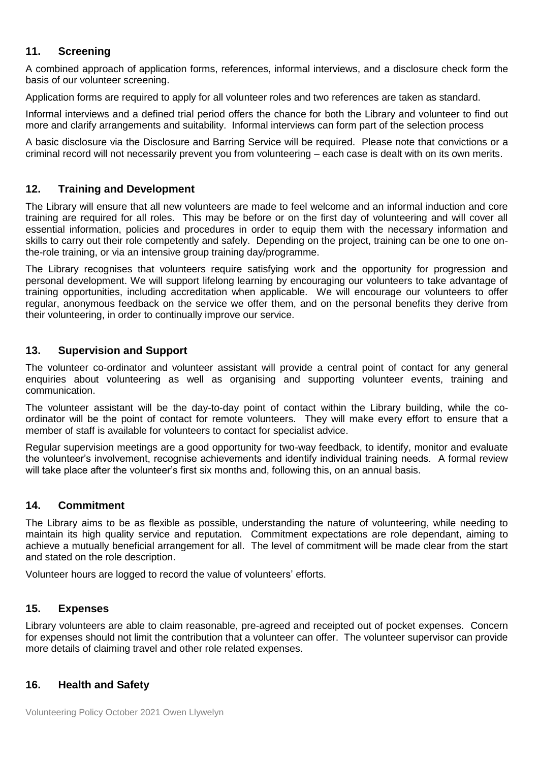## 11. Screening

A combined approach of application forms, references, informal interviews, and a disclosure check form the basis of our volunteer screening.

Application forms are required to apply for all volunteer roles and two references are taken as standard.

Informal interviews and a defined trial period offers the chance for both the Library and volunteer to find out more and clarify arrangements and suitability. Informal interviews can form part of the selection process

A basic disclosure via the Disclosure and Barring Service will be required. Please note that convictions or a criminal record will not necessarily prevent you from volunteering – each case is dealt with on its own merits.

## 12. Training and Development

The Library will ensure that all new volunteers are made to feel welcome and an informal induction and core training are required for all roles. This may be before or on the first day of volunteering and will cover all essential information, policies and procedures in order to equip them with the necessary information and skills to carry out their role competently and safely. Depending on the project, training can be one to one on-the-role training, or via an intensive group training day/programme.

The Library recognises that volunteers require satisfying work and the opportunity for progression and personal development. We will support lifelong learning by encouraging our volunteers to take advantage of training opportunities, including accreditation when applicable. We will encourage our volunteers to offer regular, anonymous feedback on the service we offer them, and on the personal benefits they derive from their volunteering, in order to continually improve our service.

## 13. Supervision and Support

The volunteer co-ordinator and volunteer assistant will provide a central point of contact for any general enquiries about volunteering as well as organising and supporting volunteer events, training and communication.

The volunteer assistant will be the day-to-day point of contact within the Library building, while the co-ordinator will be the point of contact for remote volunteers. They will make every effort to ensure that a member of staff is available for volunteers to contact for specialist advice.

Regular supervision meetings are a good opportunity for two-way feedback, to identify, monitor and evaluate the volunteer's involvement, recognise achievements and identify individual training needs. A formal review will take place after the volunteer's first six months and, following this, on an annual basis.

## 14. Commitment

The Library aims to be as flexible as possible, understanding the nature of volunteering, while needing to maintain its high quality service and reputation. Commitment expectations are role dependant, aiming to achieve a mutually beneficial arrangement for all. The level of commitment will be made clear from the start and stated on the role description.

Volunteer hours are logged to record the value of volunteers' efforts.

## 15. Expenses

Library volunteers are able to claim reasonable, pre-agreed and receipted out of pocket expenses. Concern for expenses should not limit the contribution that a volunteer can offer. The volunteer supervisor can provide more details of claiming travel and other role related expenses.

## 16. Health and Safety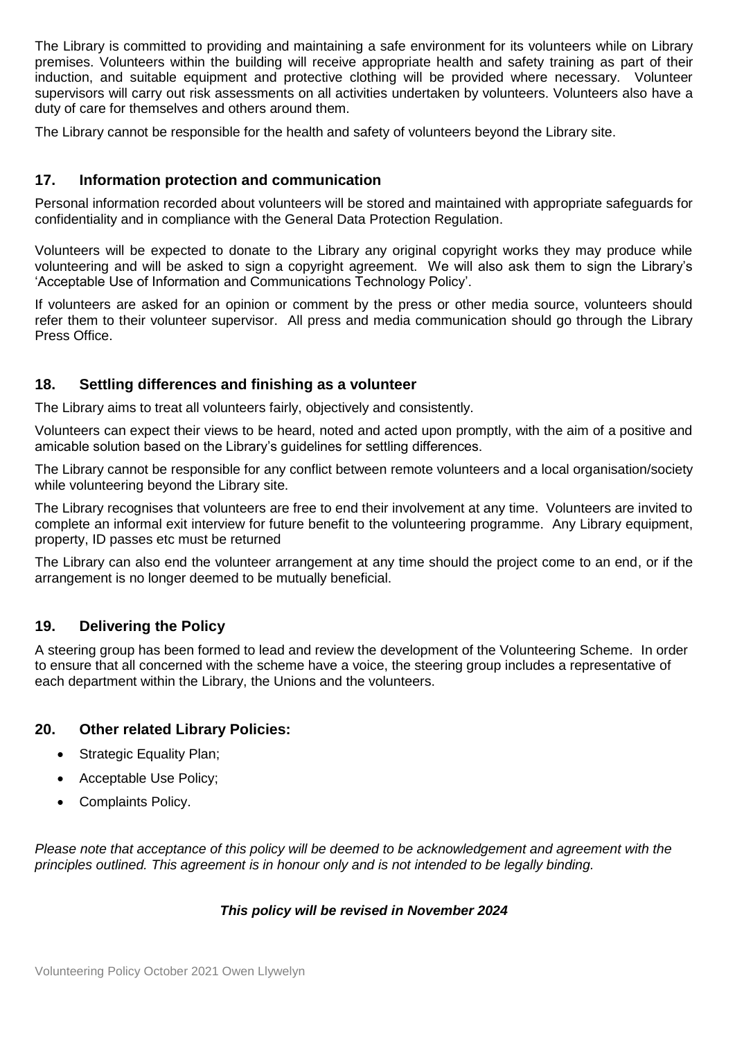The Library is committed to providing and maintaining a safe environment for its volunteers while on Library premises. Volunteers within the building will receive appropriate health and safety training as part of their induction, and suitable equipment and protective clothing will be provided where necessary. Volunteer supervisors will carry out risk assessments on all activities undertaken by volunteers. Volunteers also have a duty of care for themselves and others around them.

The Library cannot be responsible for the health and safety of volunteers beyond the Library site.

## 17. Information protection and communication

Personal information recorded about volunteers will be stored and maintained with appropriate safeguards for confidentiality and in compliance with the General Data Protection Regulation.

Volunteers will be expected to donate to the Library any original copyright works they may produce while volunteering and will be asked to sign a copyright agreement. We will also ask them to sign the Library's 'Acceptable Use of Information and Communications Technology Policy'.

If volunteers are asked for an opinion or comment by the press or other media source, volunteers should refer them to their volunteer supervisor. All press and media communication should go through the Library Press Office.

## 18. Settling differences and finishing as a volunteer

The Library aims to treat all volunteers fairly, objectively and consistently.

Volunteers can expect their views to be heard, noted and acted upon promptly, with the aim of a positive and amicable solution based on the Library's guidelines for settling differences.

The Library cannot be responsible for any conflict between remote volunteers and a local organisation/society while volunteering beyond the Library site.

The Library recognises that volunteers are free to end their involvement at any time. Volunteers are invited to complete an informal exit interview for future benefit to the volunteering programme. Any Library equipment, property, ID passes etc must be returned

The Library can also end the volunteer arrangement at any time should the project come to an end, or if the arrangement is no longer deemed to be mutually beneficial.

## 19. Delivering the Policy

A steering group has been formed to lead and review the development of the Volunteering Scheme. In order to ensure that all concerned with the scheme have a voice, the steering group includes a representative of each department within the Library, the Unions and the volunteers.

## 20. Other related Library Policies:

- Strategic Equality Plan;
- Acceptable Use Policy;
- Complaints Policy.

*Please note that acceptance of this policy will be deemed to be acknowledgement and agreement with the principles outlined. This agreement is in honour only and is not intended to be legally binding.*

***This policy will be revised in November 2024***

Volunteering Policy October 2021 Owen Llywelyn